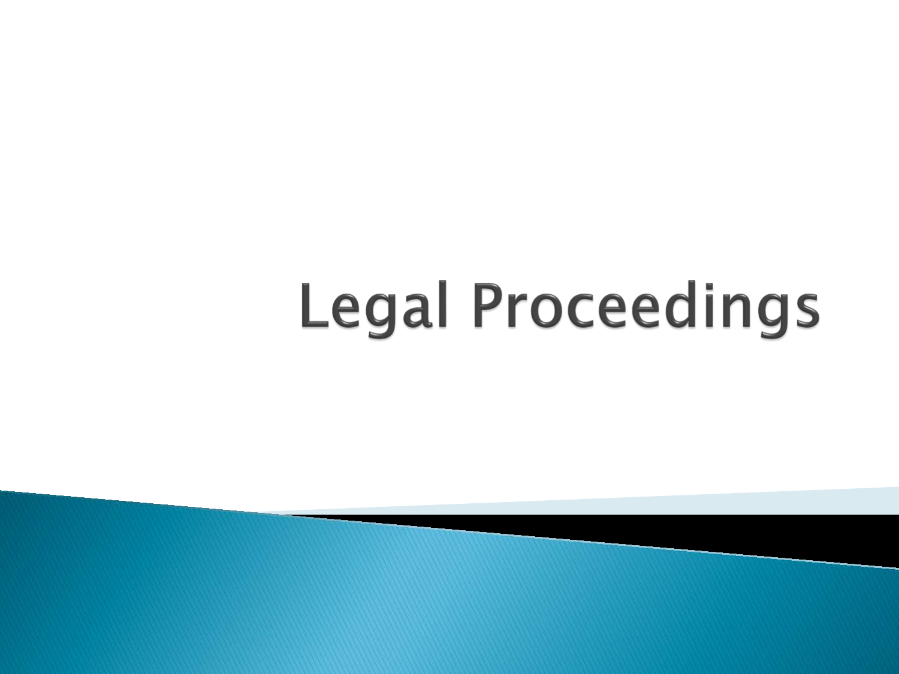# Legal Proceedings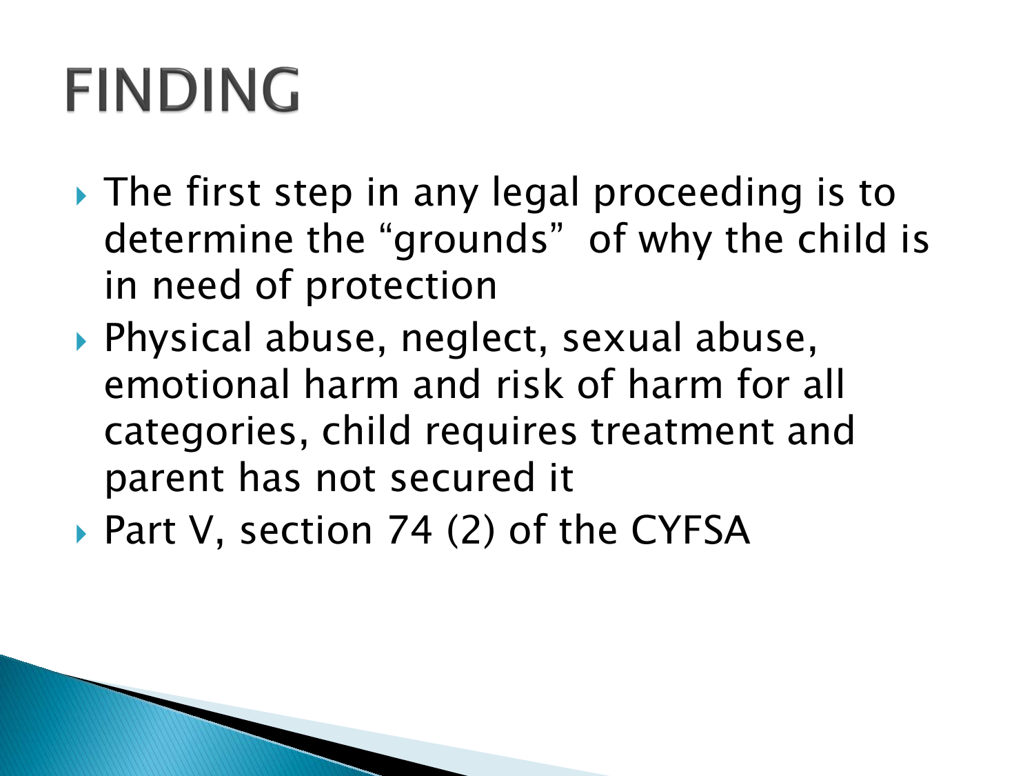# FINDING

- The first step in any legal proceeding is to determine the “grounds” of why the child is in need of protection
- Physical abuse, neglect, sexual abuse, emotional harm and risk of harm for all categories, child requires treatment and parent has not secured it
- Part V, section 74 (2) of the CYFSA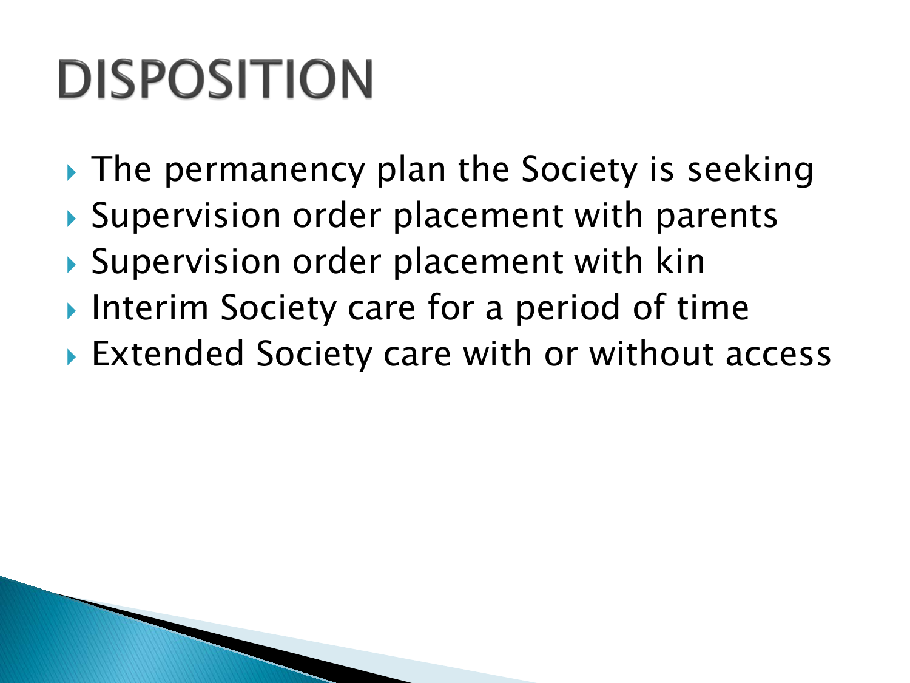# DISPOSITION

- The permanency plan the Society is seeking
- Supervision order placement with parents
- Supervision order placement with kin
- Interim Society care for a period of time
- Extended Society care with or without access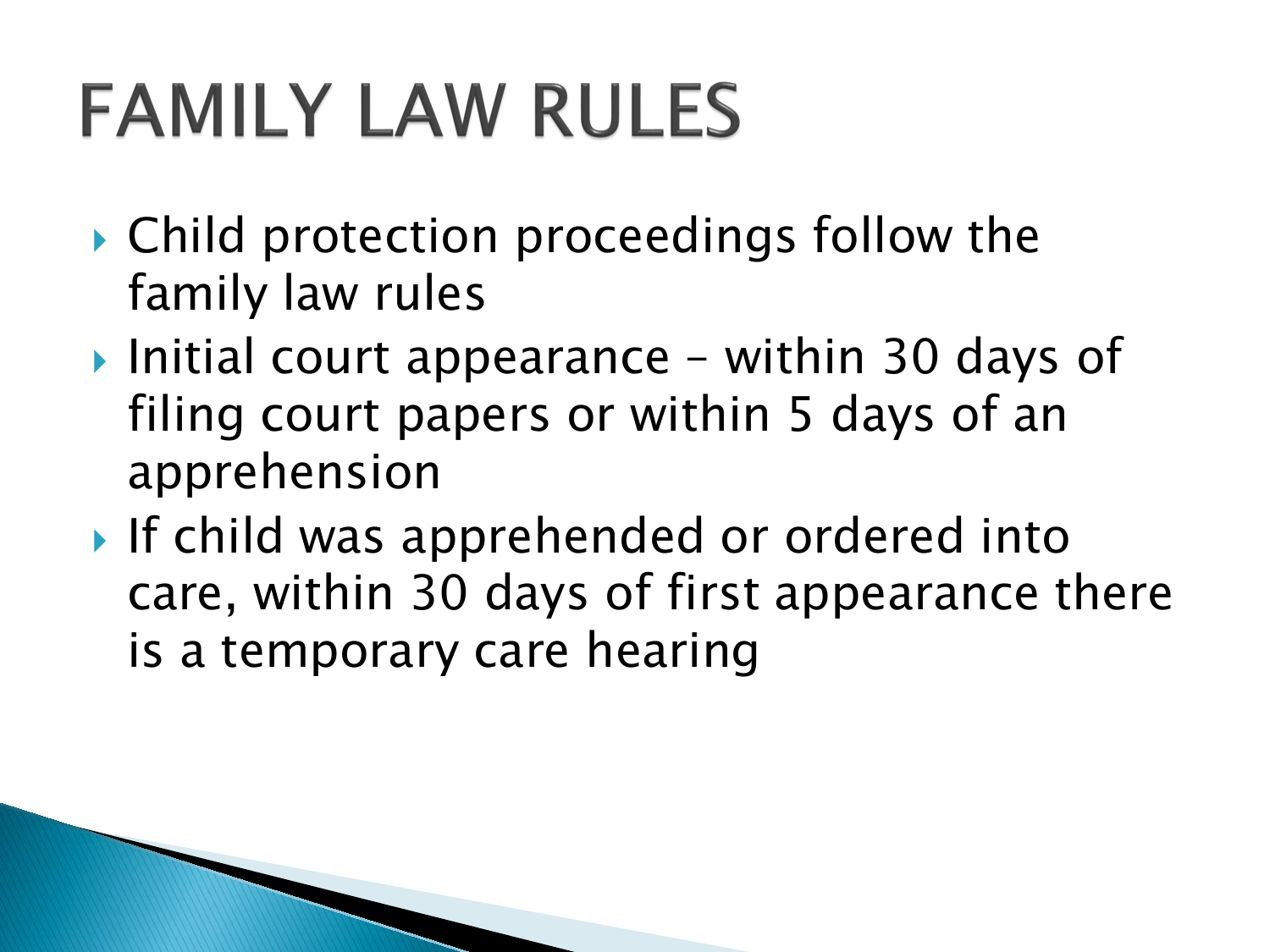# FAMILY LAW RULES

- Child protection proceedings follow the family law rules
- Initial court appearance – within 30 days of filing court papers or within 5 days of an apprehension
- If child was apprehended or ordered into care, within 30 days of first appearance there is a temporary care hearing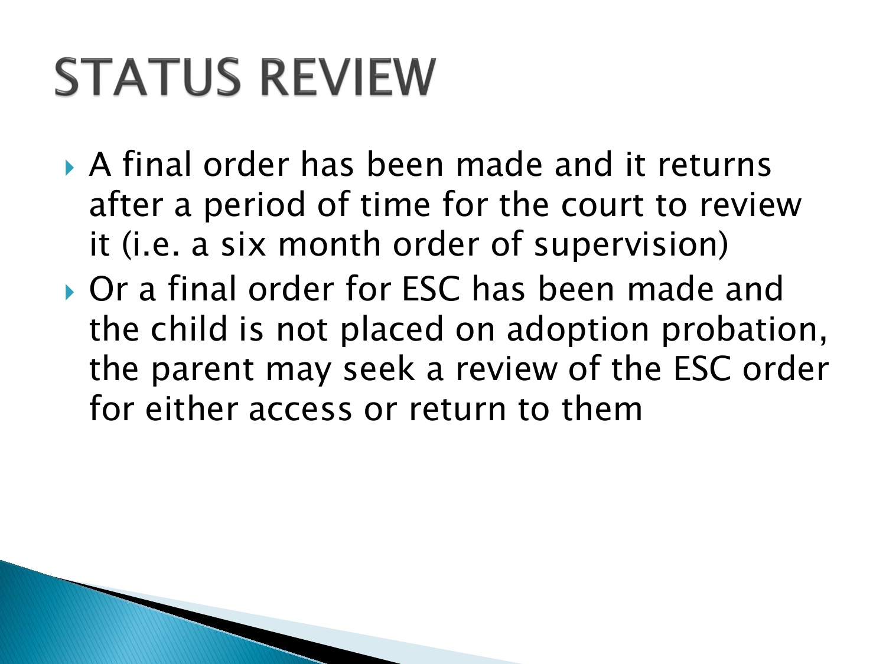# STATUS REVIEW

- A final order has been made and it returns after a period of time for the court to review it (i.e. a six month order of supervision)
- Or a final order for ESC has been made and the child is not placed on adoption probation, the parent may seek a review of the ESC order for either access or return to them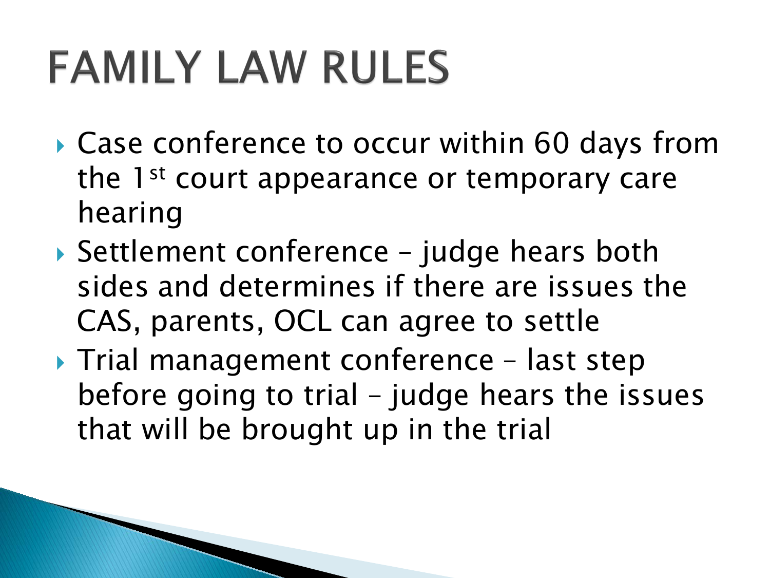# FAMILY LAW RULES

- Case conference to occur within 60 days from the 1st court appearance or temporary care hearing
- Settlement conference – judge hears both sides and determines if there are issues the CAS, parents, OCL can agree to settle
- Trial management conference – last step before going to trial – judge hears the issues that will be brought up in the trial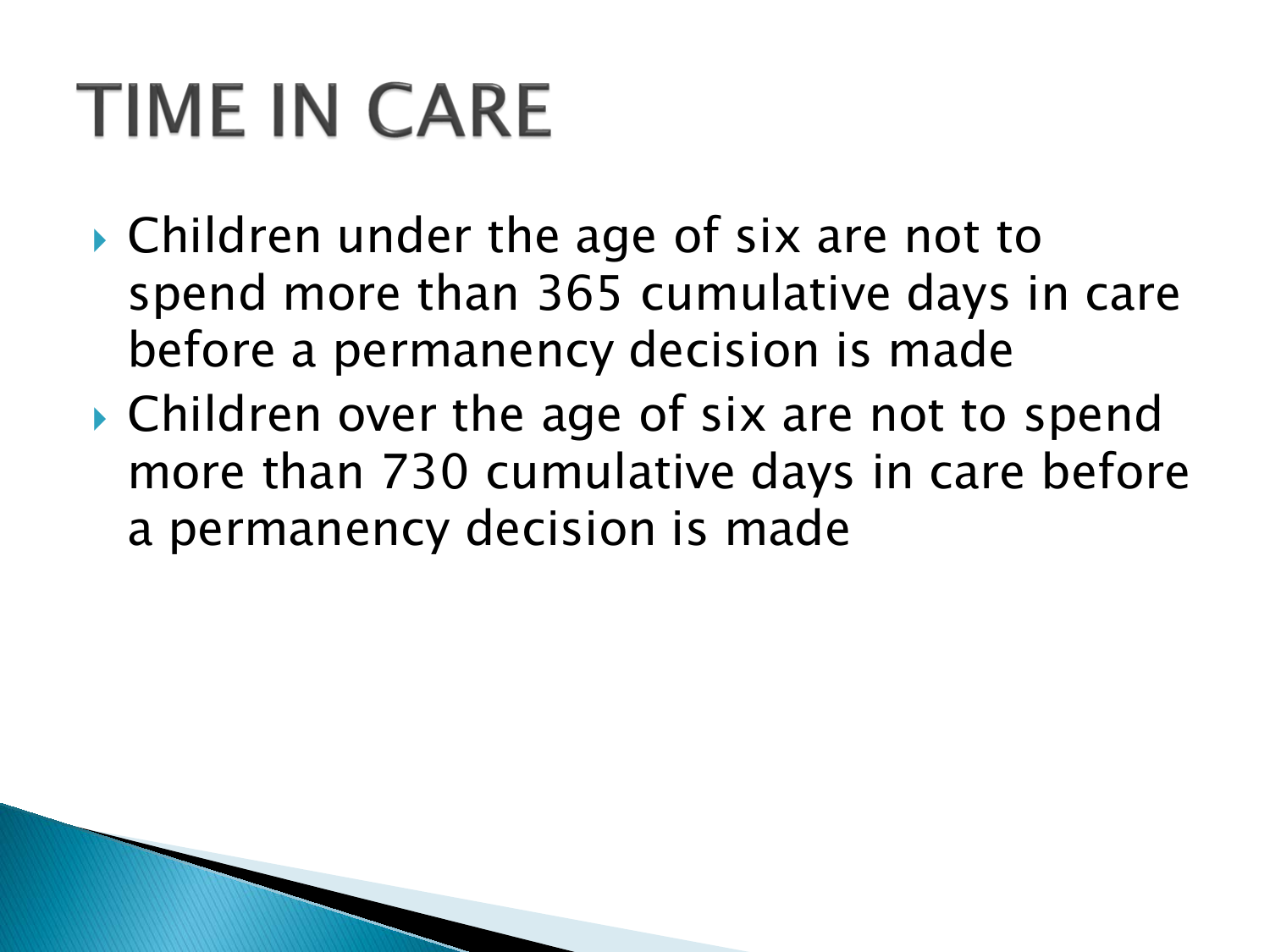# TIME IN CARE

- Children under the age of six are not to spend more than 365 cumulative days in care before a permanency decision is made
- Children over the age of six are not to spend more than 730 cumulative days in care before a permanency decision is made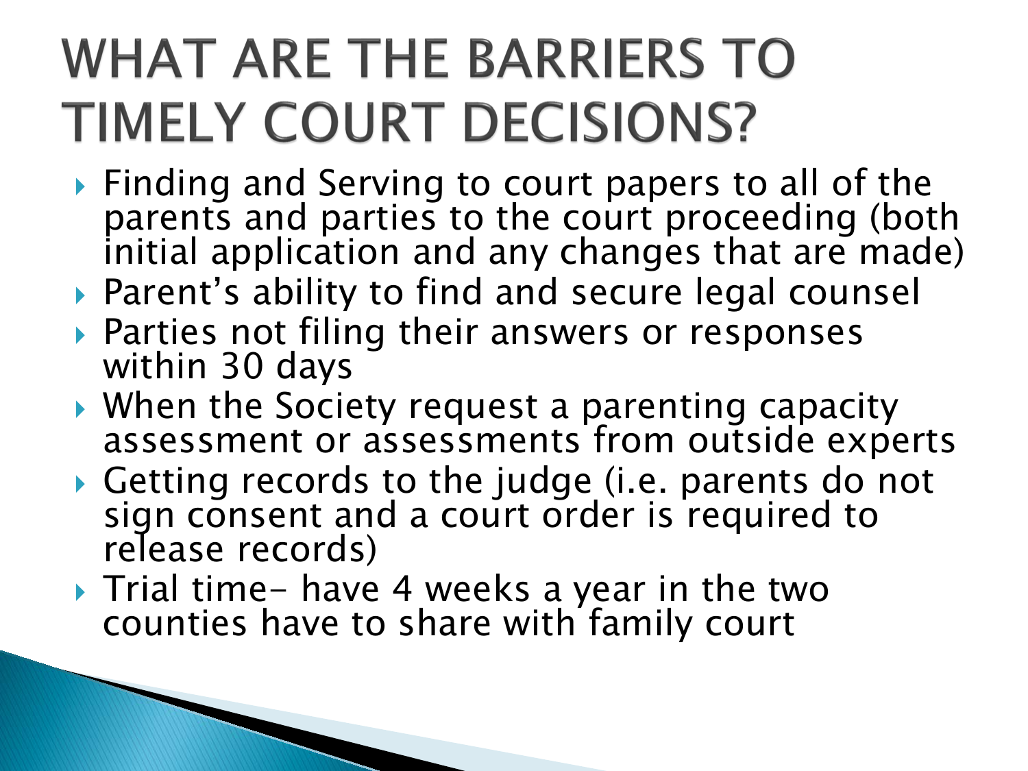# WHAT ARE THE BARRIERS TO TIMELY COURT DECISIONS?

- Finding and Serving to court papers to all of the parents and parties to the court proceeding (both initial application and any changes that are made)
- Parent's ability to find and secure legal counsel
- Parties not filing their answers or responses within 30 days
- When the Society request a parenting capacity assessment or assessments from outside experts
- Getting records to the judge (i.e. parents do not sign consent and a court order is required to release records)
- Trial time- have 4 weeks a year in the two counties have to share with family court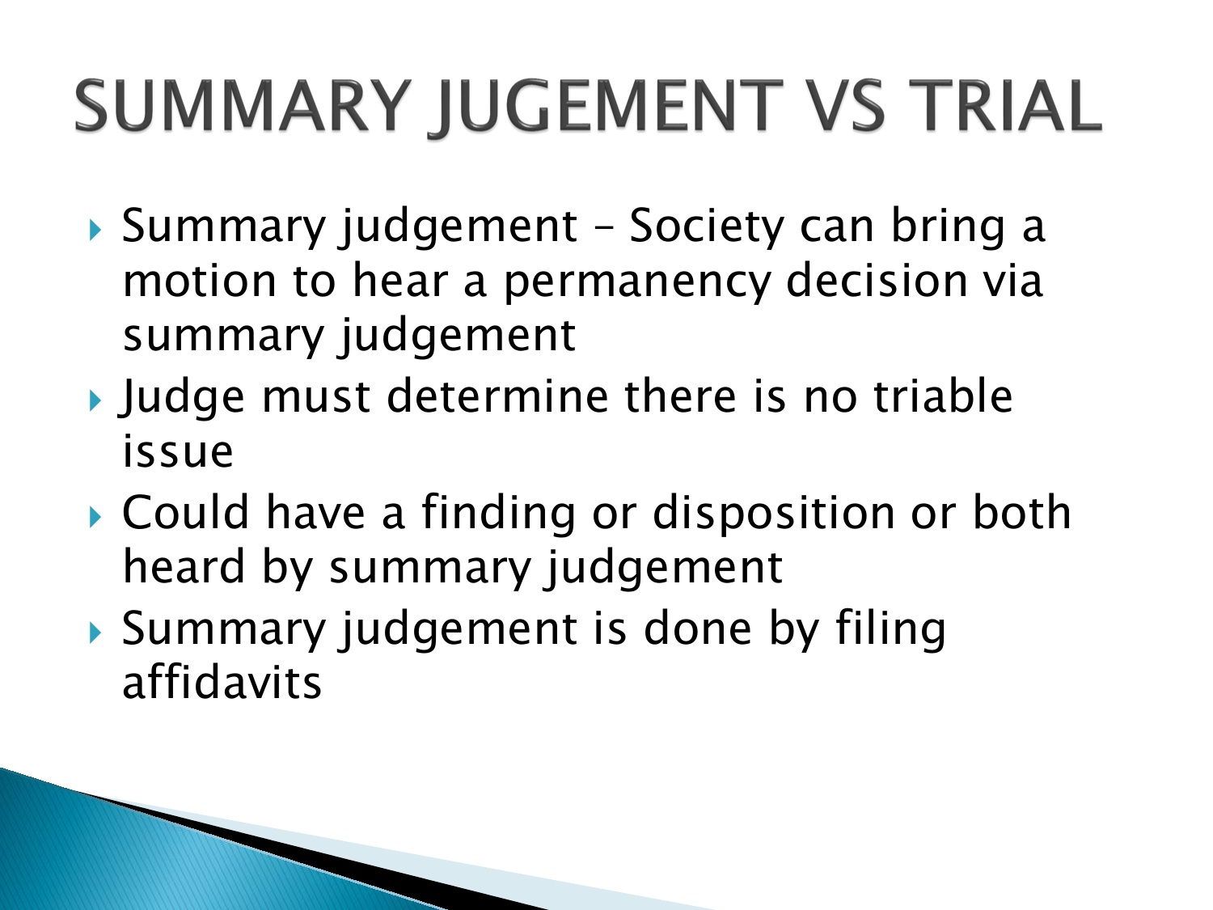# SUMMARY JUGEMENT VS TRIAL

- Summary judgement – Society can bring a motion to hear a permanency decision via summary judgement
- Judge must determine there is no triable issue
- Could have a finding or disposition or both heard by summary judgement
- Summary judgement is done by filing affidavits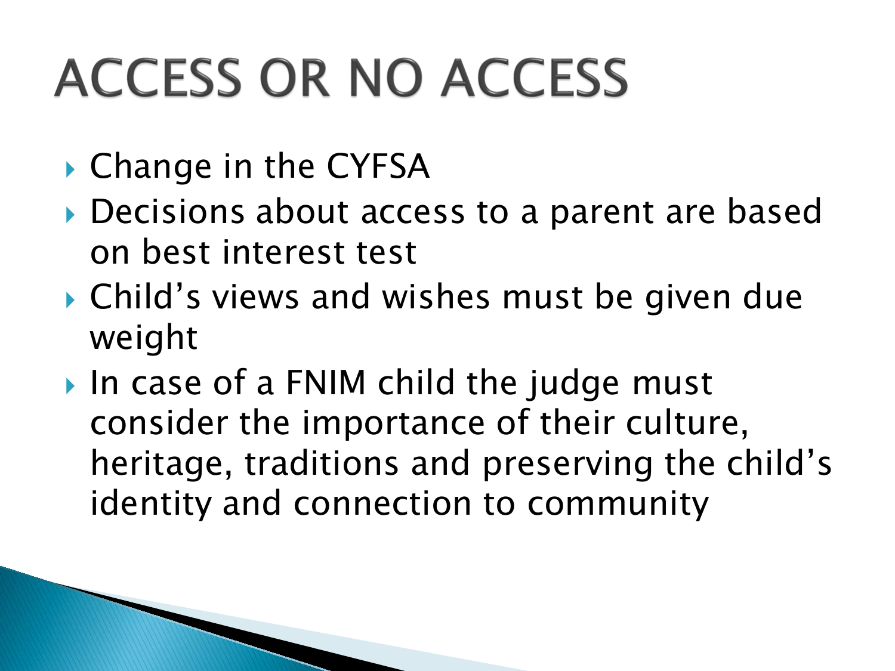# ACCESS OR NO ACCESS

- Change in the CYFSA
- Decisions about access to a parent are based on best interest test
- Child's views and wishes must be given due weight
- In case of a FNIM child the judge must consider the importance of their culture, heritage, traditions and preserving the child's identity and connection to community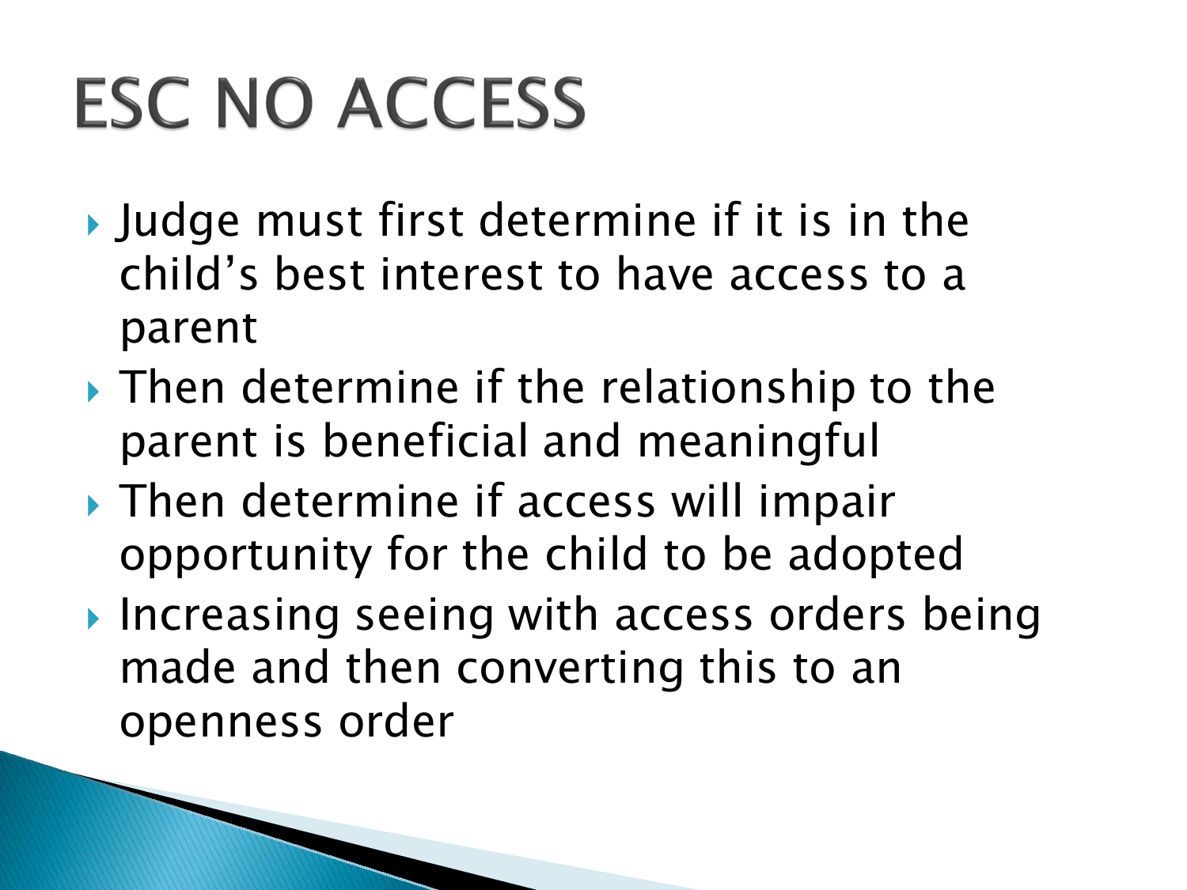# ESC NO ACCESS

- Judge must first determine if it is in the child's best interest to have access to a parent
- Then determine if the relationship to the parent is beneficial and meaningful
- Then determine if access will impair opportunity for the child to be adopted
- Increasing seeing with access orders being made and then converting this to an openness order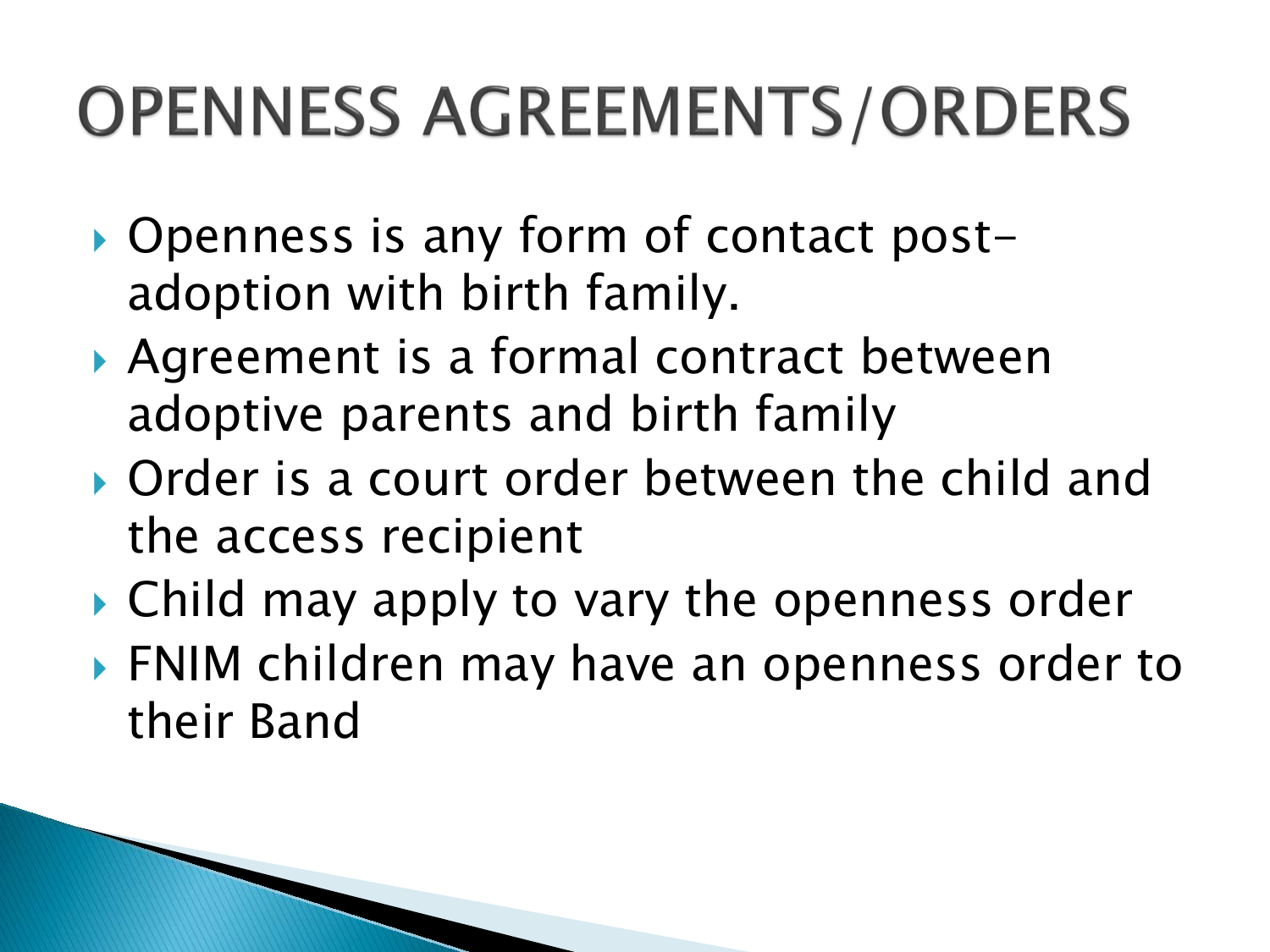# OPENNESS AGREEMENTS/ORDERS

- Openness is any form of contact post-adoption with birth family.
- Agreement is a formal contract between adoptive parents and birth family
- Order is a court order between the child and the access recipient
- Child may apply to vary the openness order
- FNIM children may have an openness order to their Band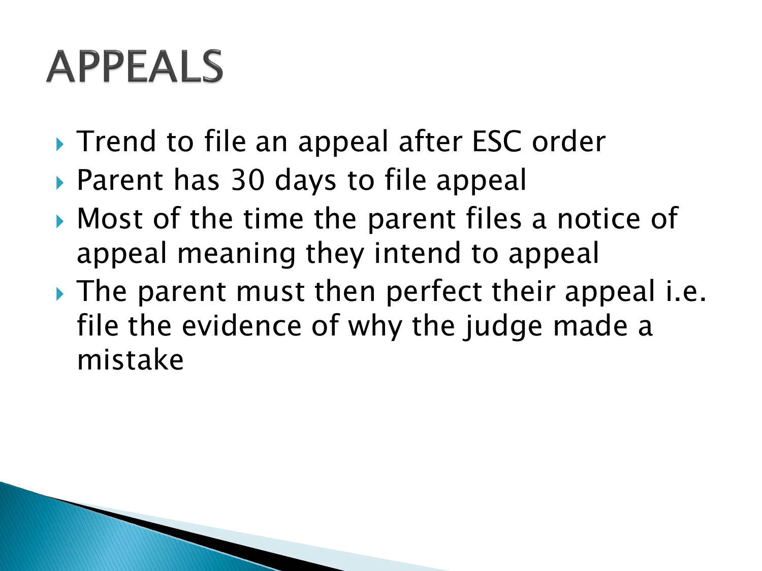# APPEALS

- Trend to file an appeal after ESC order
- Parent has 30 days to file appeal
- Most of the time the parent files a notice of appeal meaning they intend to appeal
- The parent must then perfect their appeal i.e. file the evidence of why the judge made a mistake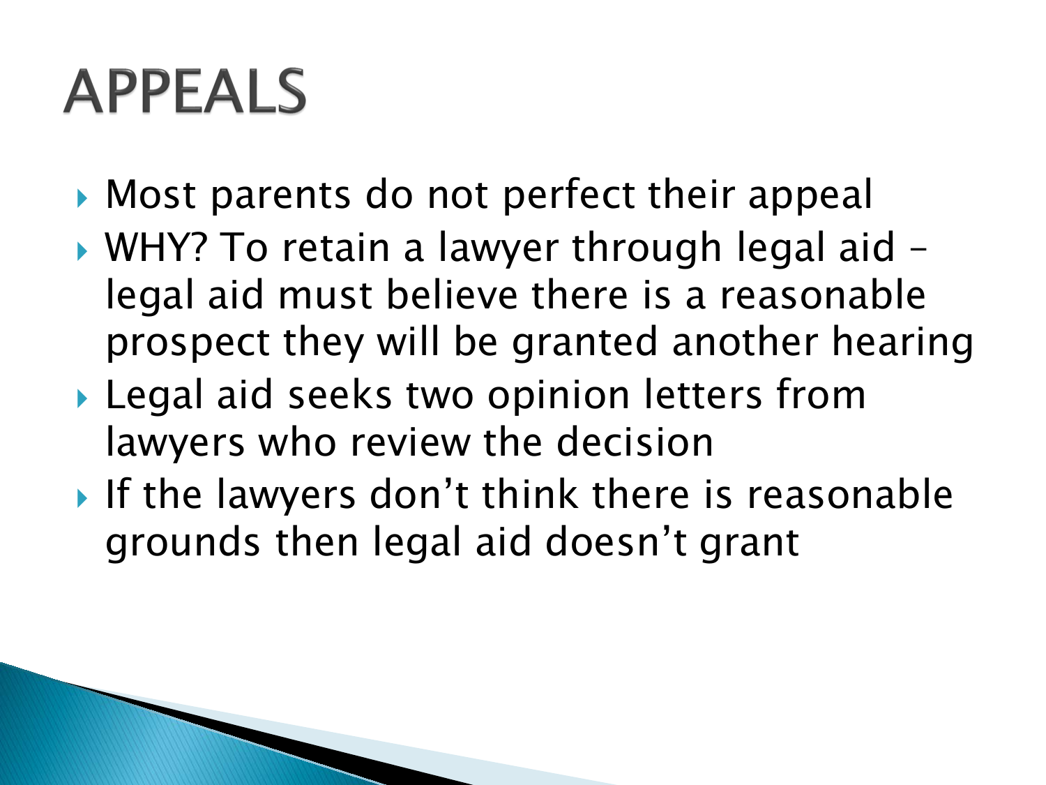# APPEALS

- Most parents do not perfect their appeal
- WHY? To retain a lawyer through legal aid – legal aid must believe there is a reasonable prospect they will be granted another hearing
- Legal aid seeks two opinion letters from lawyers who review the decision
- If the lawyers don't think there is reasonable grounds then legal aid doesn't grant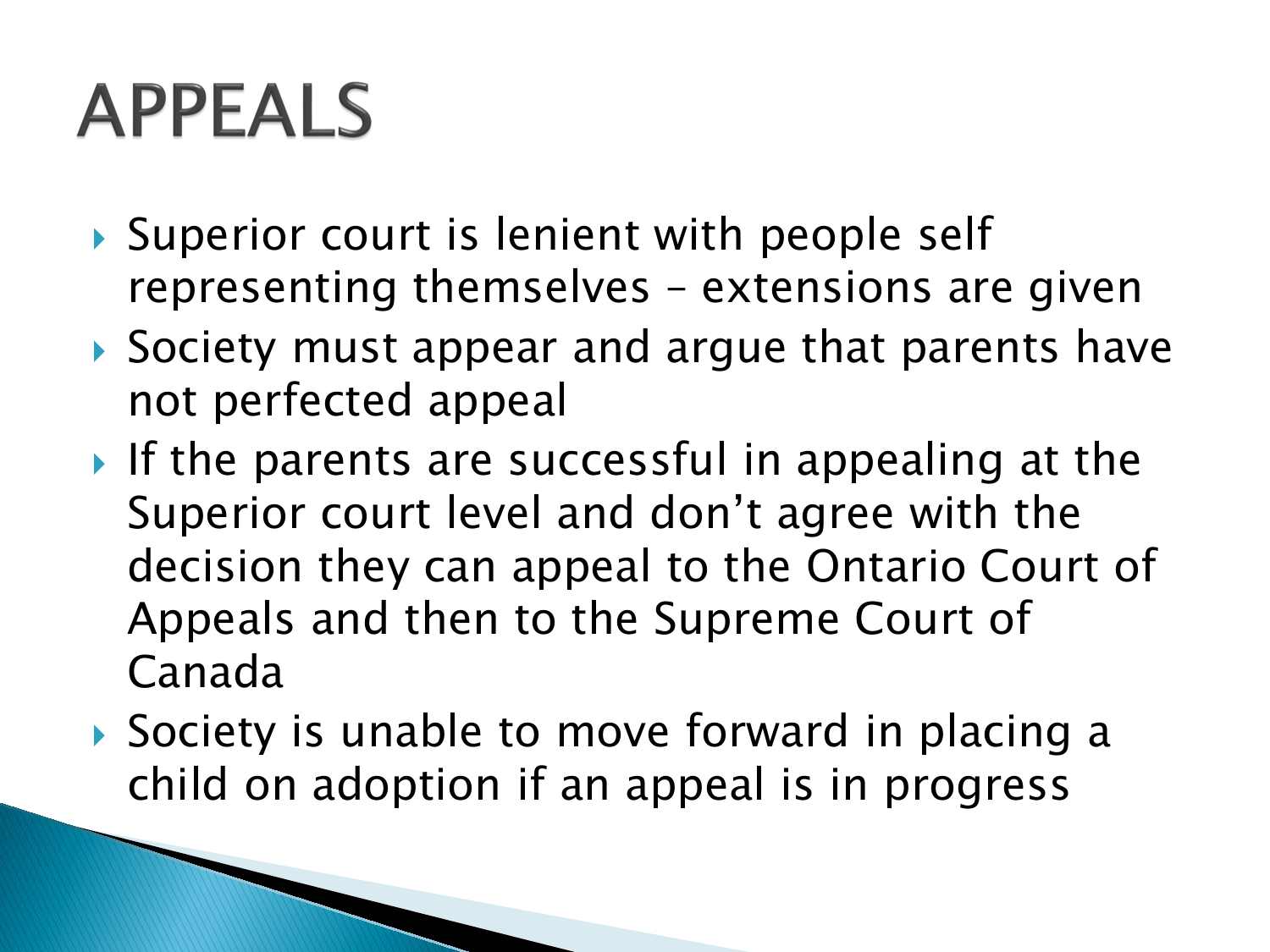# APPEALS

- Superior court is lenient with people self representing themselves – extensions are given
- Society must appear and argue that parents have not perfected appeal
- If the parents are successful in appealing at the Superior court level and don't agree with the decision they can appeal to the Ontario Court of Appeals and then to the Supreme Court of Canada
- Society is unable to move forward in placing a child on adoption if an appeal is in progress